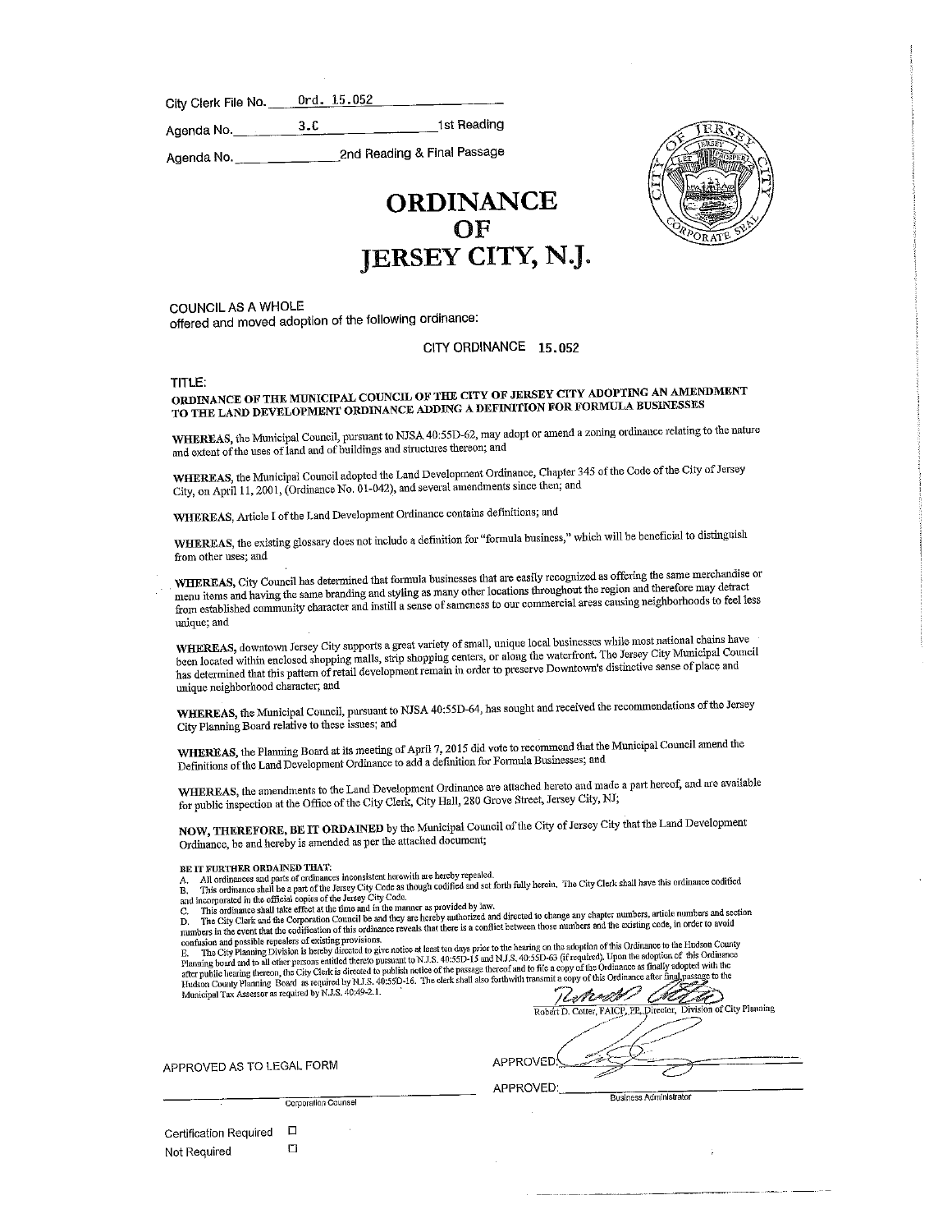City Clerk File No. Ord. 15.052

Agenda No. 3.C 1st Reading

Agenda No. \_\_\_\_\_\_\_\_ 2nd Reading & Final Passage

# ORDINANCE OF JERSEY CITY, N.J.

COUNCIL AS A WHOLE
offered and moved adoption of the following ordinance:

CITY ORDINANCE 15.052

TITLE:

**ORDINANCE OF THE MUNICIPAL COUNCIL OF THE CITY OF JERSEY CITY ADOPTING AN AMENDMENT TO THE LAND DEVELOPMENT ORDINANCE ADDING A DEFINITION FOR FORMULA BUSINESSES**

**WHEREAS,** the Municipal Council, pursuant to NJSA 40:55D-62, may adopt or amend a zoning ordinance relating to the nature and extent of the uses of land and of buildings and structures thereon; and

**WHEREAS,** the Municipal Council adopted the Land Development Ordinance, Chapter 345 of the Code of the City of Jersey City, on April 11, 2001, (Ordinance No. 01-042), and several amendments since then; and

**WHEREAS,** Article I of the Land Development Ordinance contains definitions; and

**WHEREAS,** the existing glossary does not include a definition for "formula business," which will be beneficial to distinguish from other uses; and

**WHEREAS,** City Council has determined that formula businesses that are easily recognized as offering the same merchandise or menu items and having the same branding and styling as many other locations throughout the region and therefore may detract from established community character and instill a sense of sameness to our commercial areas causing neighborhoods to feel less unique; and

**WHEREAS,** downtown Jersey City supports a great variety of small, unique local businesses while most national chains have been located within enclosed shopping malls, strip shopping centers, or along the waterfront. The Jersey City Municipal Council has determined that this pattern of retail development remain in order to preserve Downtown's distinctive sense of place and unique neighborhood character; and

**WHEREAS,** the Municipal Council, pursuant to NJSA 40:55D-64, has sought and received the recommendations of the Jersey City Planning Board relative to these issues; and

**WHEREAS,** the Planning Board at its meeting of April 7, 2015 did vote to recommend that the Municipal Council amend the Definitions of the Land Development Ordinance to add a definition for Formula Businesses; and

**WHEREAS,** the amendments to the Land Development Ordinance are attached hereto and made a part hereof, and are available for public inspection at the Office of the City Clerk, City Hall, 280 Grove Street, Jersey City, NJ;

**NOW, THEREFORE, BE IT ORDAINED** by the Municipal Council of the City of Jersey City that the Land Development Ordinance, be and hereby is amended as per the attached document;

**BE IT FURTHER ORDAINED THAT:**

A. All ordinances and parts of ordinances inconsistent herewith are hereby repealed.

B. This ordinance shall be a part of the Jersey City Code as though codified and set forth fully herein. The City Clerk shall have this ordinance codified and incorporated in the official copies of the Jersey City Code.

C. This ordinance shall take effect at the time and in the manner as provided by law.

D. The City Clerk and the Corporation Council be and they are hereby authorized and directed to change any chapter numbers, article numbers and section numbers in the event that the codification of this ordinance reveals that there is a conflict between those numbers and the existing code, in order to avoid confusion and possible repealers of existing provisions.

E. The City Planning Division is hereby directed to give notice at least ten days prior to the hearing on the adoption of this Ordinance to the Hudson County Planning board and to all other persons entitled thereto pursuant to N.J.S. 40:55D-15 and N.J.S. 40:55D-63 (if required). Upon the adoption of this Ordinance after public hearing thereon, the City Clerk is directed to publish notice of the passage thereof and to file a copy of the Ordinance as finally adopted with the Hudson County Planning Board as required by N.J.S. 40:55D-16. The clerk shall also forthwith transmit a copy of this Ordinance after final passage to the Municipal Tax Assessor as required by N.J.S. 40:49-2.1.

Robert D. Cotter, FAICP, PP, Director, Division of City Planning

APPROVED AS TO LEGAL FORM

\_\_\_\_\_\_\_\_\_\_\_\_\_\_\_\_\_\_\_\_
Corporation Counsel

APPROVED: \_\_\_\_\_\_\_\_\_\_\_\_\_\_\_\_\_\_\_\_

APPROVED: \_\_\_\_\_\_\_\_\_\_\_\_\_\_\_\_\_\_\_\_
Business Administrator

Certification Required ☐

Not Required ☐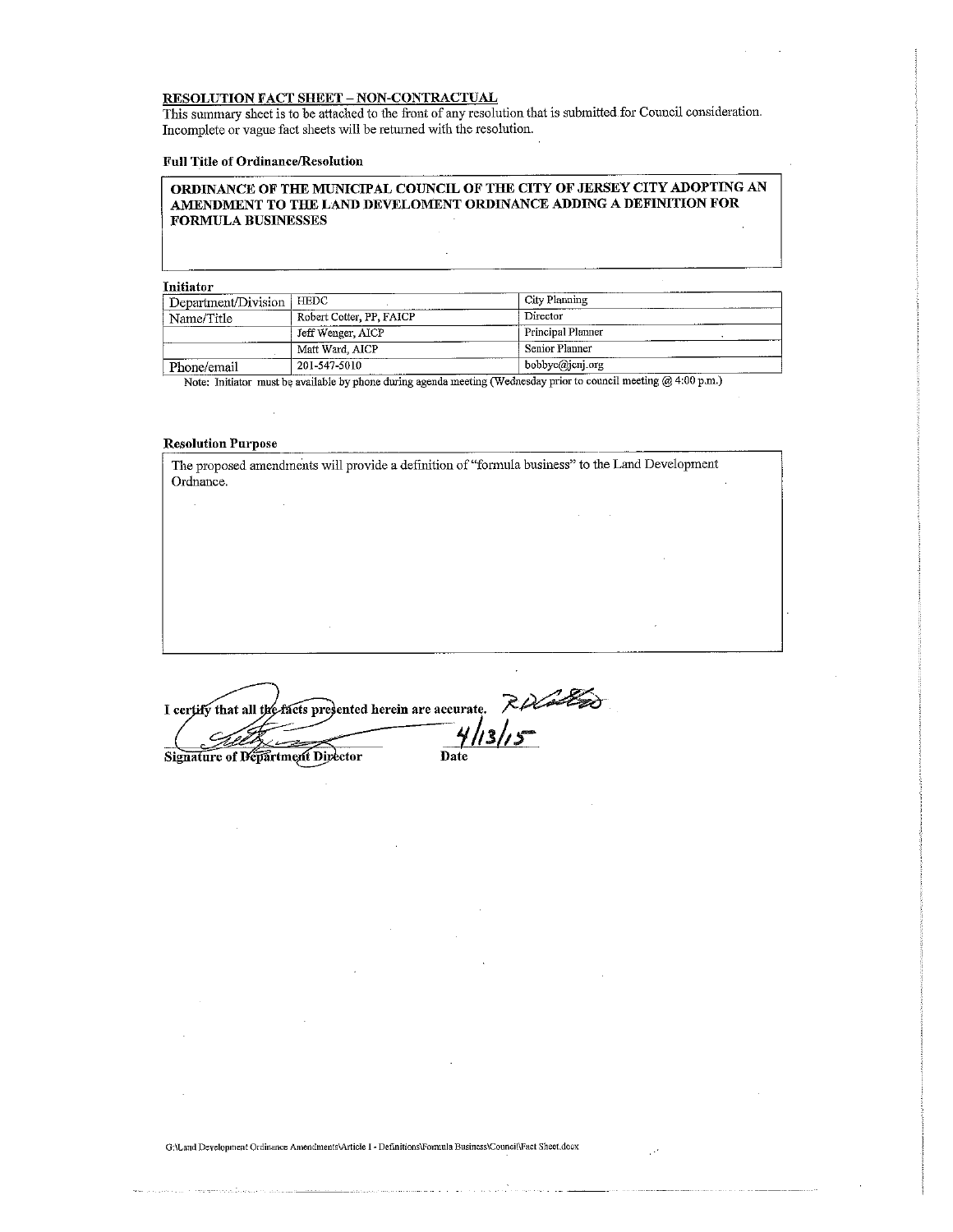**RESOLUTION FACT SHEET – NON-CONTRACTUAL**

This summary sheet is to be attached to the front of any resolution that is submitted for Council consideration. Incomplete or vague fact sheets will be returned with the resolution.

**Full Title of Ordinance/Resolution**

**ORDINANCE OF THE MUNICIPAL COUNCIL OF THE CITY OF JERSEY CITY ADOPTING AN AMENDMENT TO THE LAND DEVELOMENT ORDINANCE ADDING A DEFINITION FOR FORMULA BUSINESSES**

**Initiator**

| Department/Division | HEDC | City Planning |
|---|---|---|
| Name/Title | Robert Cotter, PP, FAICP | Director |
| | Jeff Wenger, AICP | Principal Planner |
| | Matt Ward, AICP | Senior Planner |
| Phone/email | 201-547-5010 | bobbyc@jcnj.org |

Note: Initiator must be available by phone during agenda meeting (Wednesday prior to council meeting @ 4:00 p.m.)

**Resolution Purpose**

The proposed amendments will provide a definition of "formula business" to the Land Development Ordnance.

**I certify that all the facts presented herein are accurate.**

**Signature of Department Director** 4/13/15 **Date**

G:\Land Development Ordinance Amendments\Article I - Definitions\Formula Business\Council\Fact Sheet.docx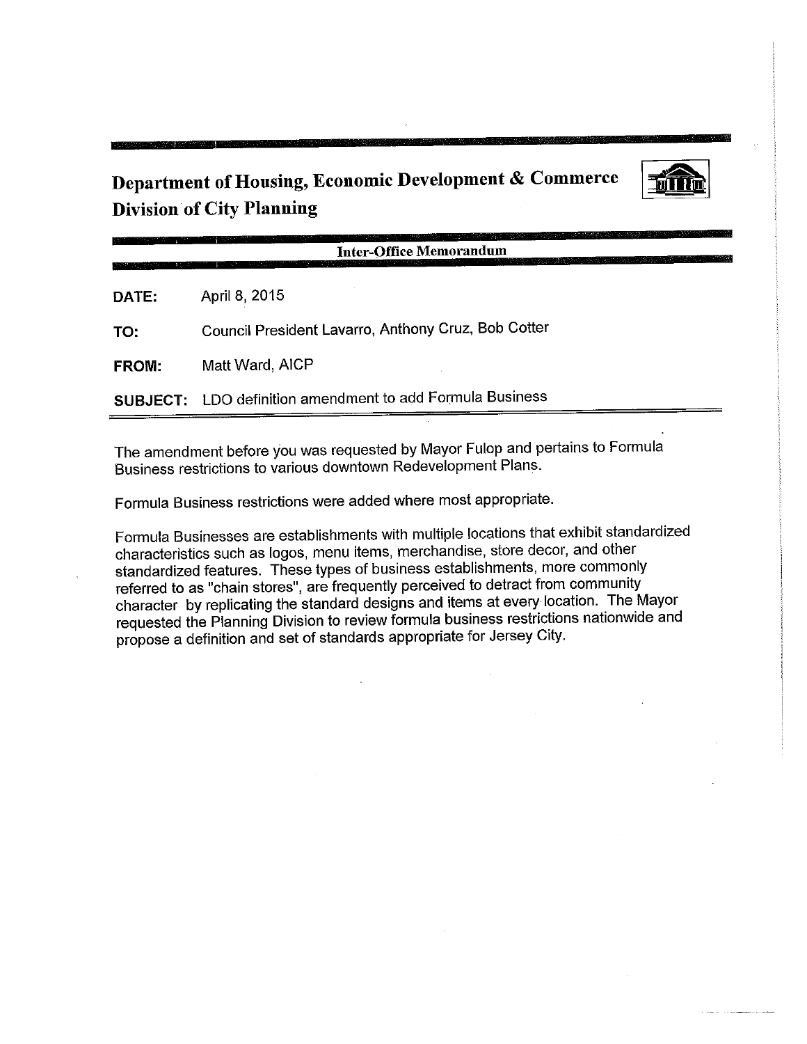# Department of Housing, Economic Development & Commerce
# Division of City Planning

**Inter-Office Memorandum**

**DATE:** April 8, 2015

**TO:** Council President Lavarro, Anthony Cruz, Bob Cotter

**FROM:** Matt Ward, AICP

**SUBJECT:** LDO definition amendment to add Formula Business

---

The amendment before you was requested by Mayor Fulop and pertains to Formula Business restrictions to various downtown Redevelopment Plans.

Formula Business restrictions were added where most appropriate.

Formula Businesses are establishments with multiple locations that exhibit standardized characteristics such as logos, menu items, merchandise, store decor, and other standardized features. These types of business establishments, more commonly referred to as "chain stores", are frequently perceived to detract from community character by replicating the standard designs and items at every location. The Mayor requested the Planning Division to review formula business restrictions nationwide and propose a definition and set of standards appropriate for Jersey City.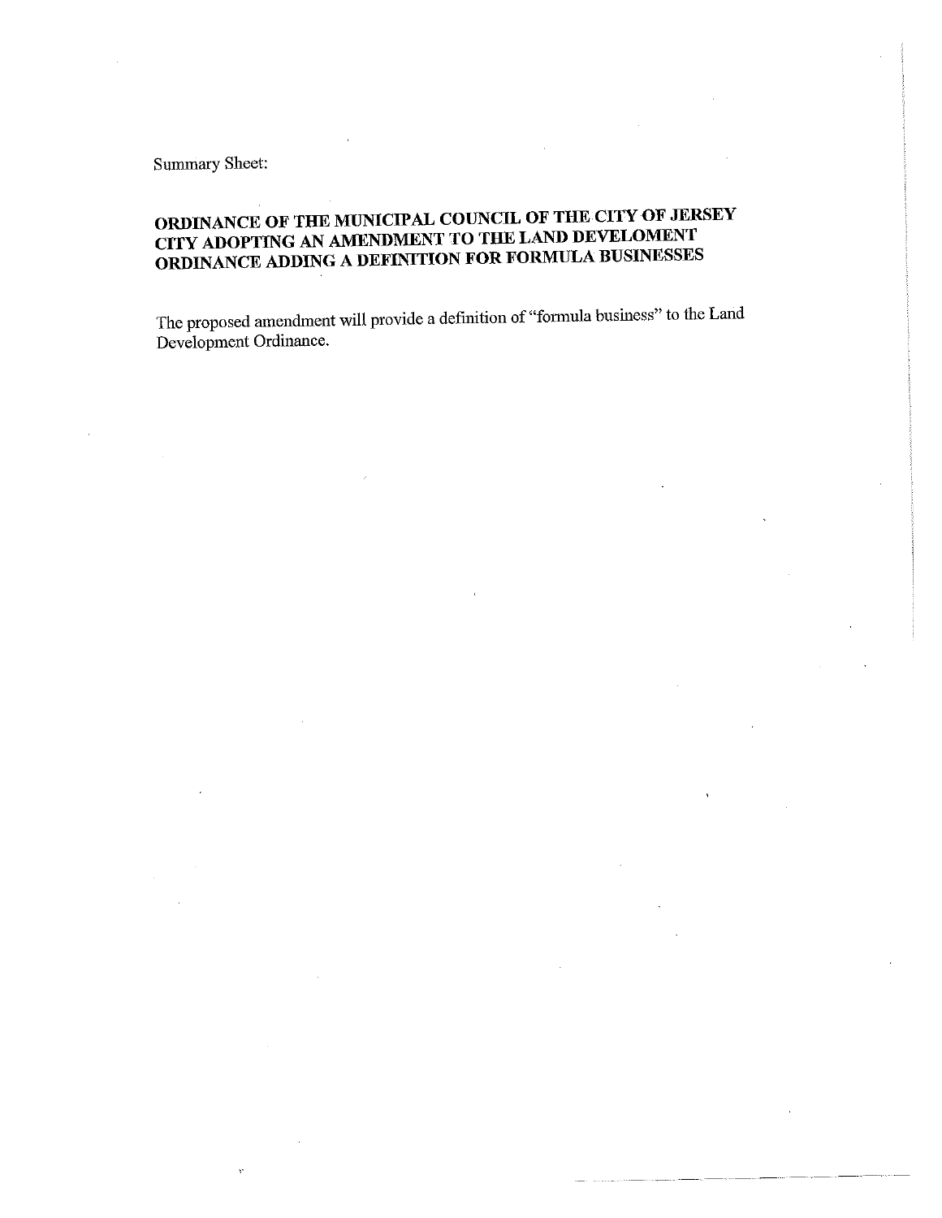Summary Sheet:

**ORDINANCE OF THE MUNICIPAL COUNCIL OF THE CITY OF JERSEY CITY ADOPTING AN AMENDMENT TO THE LAND DEVELOMENT ORDINANCE ADDING A DEFINITION FOR FORMULA BUSINESSES**

The proposed amendment will provide a definition of "formula business" to the Land Development Ordinance.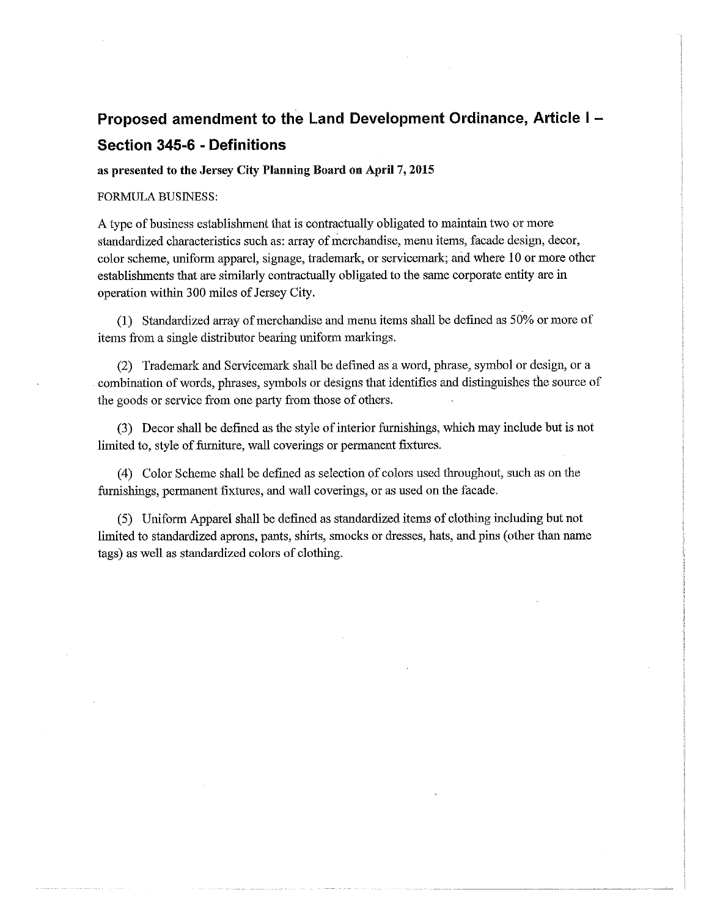# Proposed amendment to the Land Development Ordinance, Article I – Section 345-6 - Definitions

**as presented to the Jersey City Planning Board on April 7, 2015**

FORMULA BUSINESS:

A type of business establishment that is contractually obligated to maintain two or more standardized characteristics such as: array of merchandise, menu items, facade design, decor, color scheme, uniform apparel, signage, trademark, or servicemark; and where 10 or more other establishments that are similarly contractually obligated to the same corporate entity are in operation within 300 miles of Jersey City.

(1) Standardized array of merchandise and menu items shall be defined as 50% or more of items from a single distributor bearing uniform markings.

(2) Trademark and Servicemark shall be defined as a word, phrase, symbol or design, or a combination of words, phrases, symbols or designs that identifies and distinguishes the source of the goods or service from one party from those of others.

(3) Decor shall be defined as the style of interior furnishings, which may include but is not limited to, style of furniture, wall coverings or permanent fixtures.

(4) Color Scheme shall be defined as selection of colors used throughout, such as on the furnishings, permanent fixtures, and wall coverings, or as used on the facade.

(5) Uniform Apparel shall be defined as standardized items of clothing including but not limited to standardized aprons, pants, shirts, smocks or dresses, hats, and pins (other than name tags) as well as standardized colors of clothing.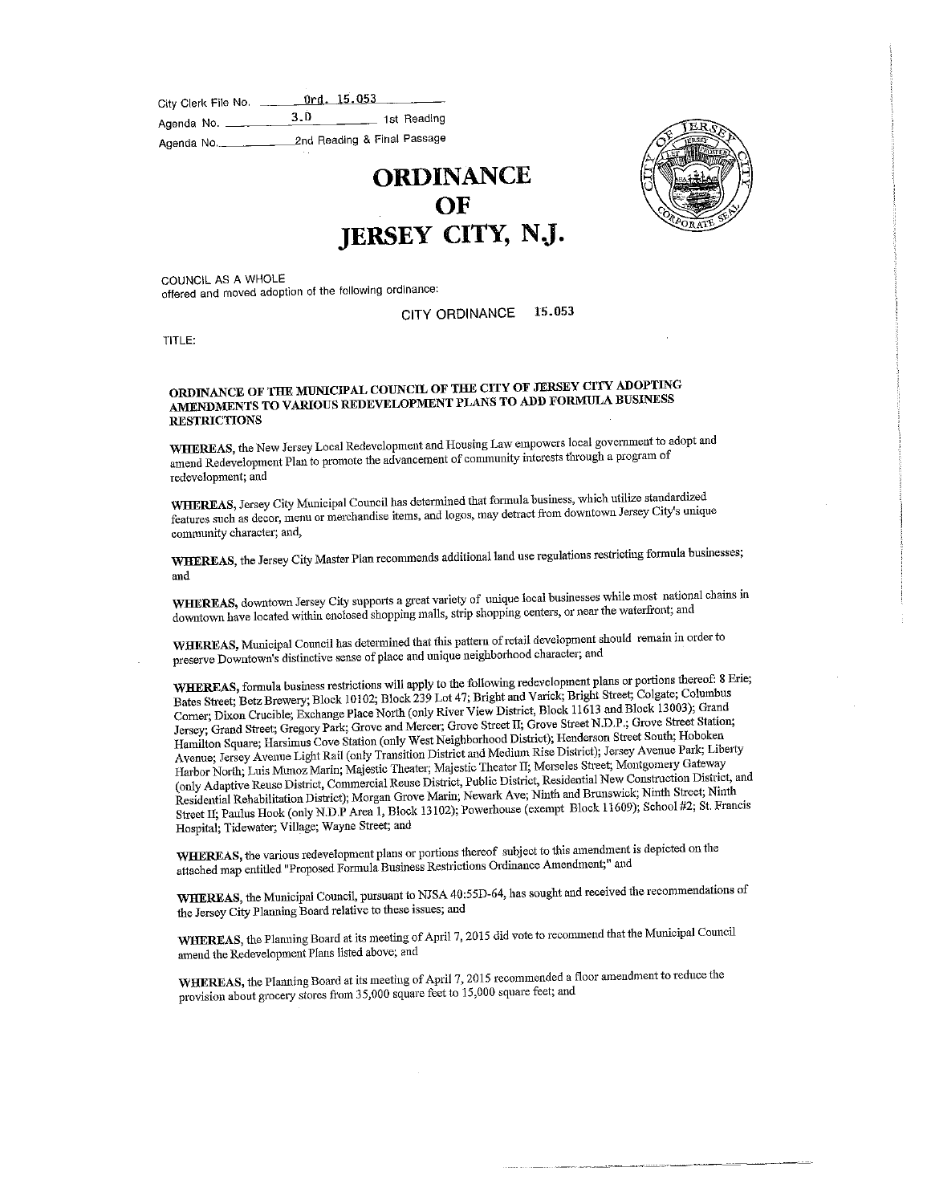City Clerk File No. Ord. 15.053

Agenda No. 3.D 1st Reading

Agenda No. 2nd Reading & Final Passage

# ORDINANCE OF JERSEY CITY, N.J.

COUNCIL AS A WHOLE
offered and moved adoption of the following ordinance:

CITY ORDINANCE 15.053

TITLE:

**ORDINANCE OF THE MUNICIPAL COUNCIL OF THE CITY OF JERSEY CITY ADOPTING AMENDMENTS TO VARIOUS REDEVELOPMENT PLANS TO ADD FORMULA BUSINESS RESTRICTIONS**

**WHEREAS,** the New Jersey Local Redevelopment and Housing Law empowers local government to adopt and amend Redevelopment Plan to promote the advancement of community interests through a program of redevelopment; and

**WHEREAS,** Jersey City Municipal Council has determined that formula business, which utilize standardized features such as decor, menu or merchandise items, and logos, may detract from downtown Jersey City's unique community character; and,

**WHEREAS,** the Jersey City Master Plan recommends additional land use regulations restricting formula businesses; and

**WHEREAS,** downtown Jersey City supports a great variety of unique local businesses while most national chains in downtown have located within enclosed shopping malls, strip shopping centers, or near the waterfront; and

**WHEREAS,** Municipal Council has determined that this pattern of retail development should remain in order to preserve Downtown's distinctive sense of place and unique neighborhood character; and

**WHEREAS,** formula business restrictions will apply to the following redevelopment plans or portions thereof: 8 Erie; Bates Street; Betz Brewery; Block 10102; Block 239 Lot 47; Bright and Varick; Bright Street; Colgate; Columbus Corner; Dixon Crucible; Exchange Place North (only River View District, Block 11613 and Block 13003); Grand Jersey; Grand Street; Gregory Park; Grove and Mercer; Grove Street II; Grove Street N.D.P.; Grove Street Station; Hamilton Square; Harsimus Cove Station (only West Neighborhood District); Henderson Street South; Hoboken Avenue; Jersey Avenue Light Rail (only Transition District and Medium Rise District); Jersey Avenue Park; Liberty Harbor North; Luis Munoz Marin; Majestic Theater; Majestic Theater II; Merseles Street; Montgomery Gateway (only Adaptive Reuse District, Commercial Reuse District, Public District, Residential New Construction District, and Residential Rehabilitation District); Morgan Grove Marin; Newark Ave; Ninth and Brunswick; Ninth Street; Ninth Street II; Paulus Hook (only N.D.P Area 1, Block 13102); Powerhouse (exempt Block 11609); School #2; St. Francis Hospital; Tidewater; Village; Wayne Street; and

**WHEREAS,** the various redevelopment plans or portions thereof subject to this amendment is depicted on the attached map entitled "Proposed Formula Business Restrictions Ordinance Amendment;" and

**WHEREAS,** the Municipal Council, pursuant to NJSA 40:55D-64, has sought and received the recommendations of the Jersey City Planning Board relative to these issues; and

**WHEREAS,** the Planning Board at its meeting of April 7, 2015 did vote to recommend that the Municipal Council amend the Redevelopment Plans listed above; and

**WHEREAS,** the Planning Board at its meeting of April 7, 2015 recommended a floor amendment to reduce the provision about grocery stores from 35,000 square feet to 15,000 square feet; and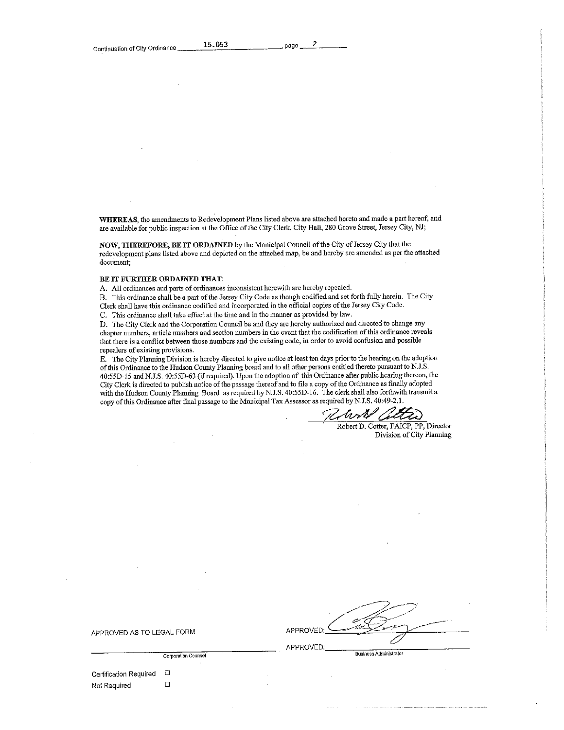Continuation of City Ordinance 15.053, page 2

**WHEREAS**, the amendments to Redevelopment Plans listed above are attached hereto and made a part hereof, and are available for public inspection at the Office of the City Clerk, City Hall, 280 Grove Street, Jersey City, NJ;

**NOW, THEREFORE, BE IT ORDAINED** by the Municipal Council of the City of Jersey City that the redevelopment plans listed above and depicted on the attached map, be and hereby are amended as per the attached document;

**BE IT FURTHER ORDAINED THAT**:

A. All ordinances and parts of ordinances inconsistent herewith are hereby repealed.

B. This ordinance shall be a part of the Jersey City Code as though codified and set forth fully herein. The City Clerk shall have this ordinance codified and incorporated in the official copies of the Jersey City Code.

C. This ordinance shall take effect at the time and in the manner as provided by law.

D. The City Clerk and the Corporation Council be and they are hereby authorized and directed to change any chapter numbers, article numbers and section numbers in the event that the codification of this ordinance reveals that there is a conflict between those numbers and the existing code, in order to avoid confusion and possible repealers of existing provisions.

E. The City Planning Division is hereby directed to give notice at least ten days prior to the hearing on the adoption of this Ordinance to the Hudson County Planning board and to all other persons entitled thereto pursuant to N.J.S. 40:55D-15 and N.J.S. 40:55D-63 (if required). Upon the adoption of this Ordinance after public hearing thereon, the City Clerk is directed to publish notice of the passage thereof and to file a copy of the Ordinance as finally adopted with the Hudson County Planning Board as required by N.J.S. 40:55D-16. The clerk shall also forthwith transmit a copy of this Ordinance after final passage to the Municipal Tax Assessor as required by N.J.S. 40:49-2.1.

Robert D. Cotter, FAICP, PP, Director
Division of City Planning

APPROVED AS TO LEGAL FORM

Corporation Counsel

APPROVED:

APPROVED:
Business Administrator

Certification Required ☐

Not Required ☐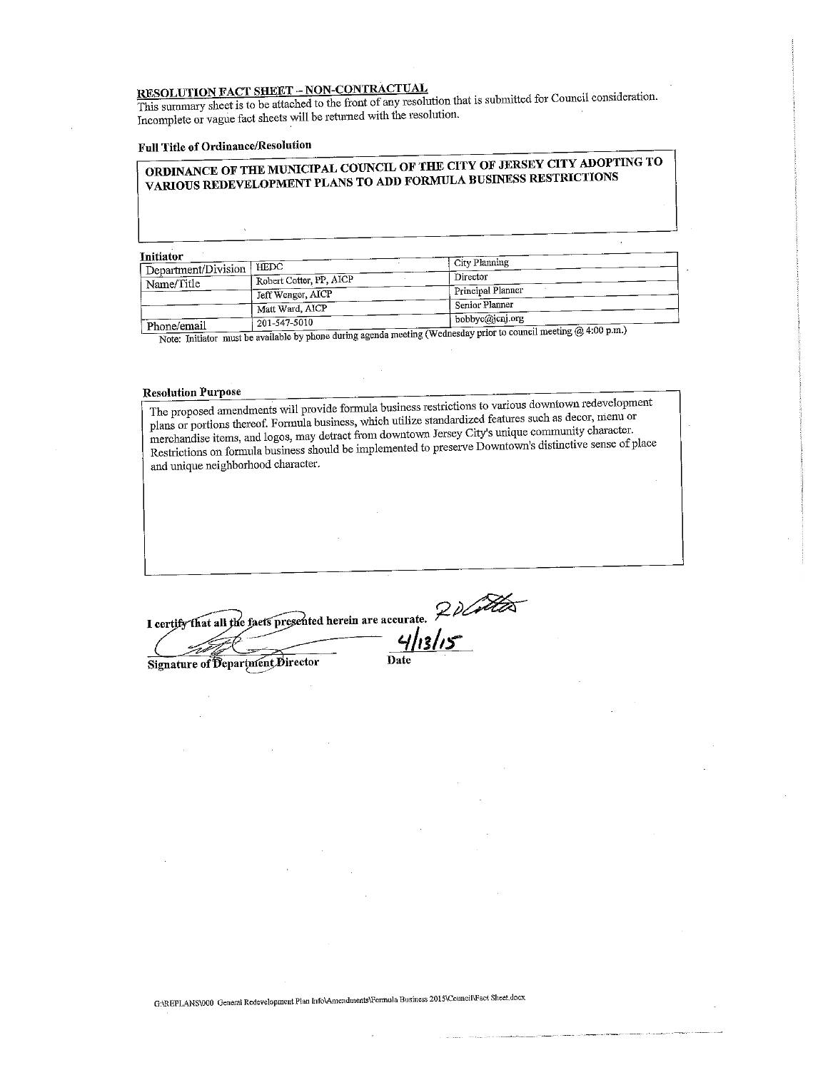## RESOLUTION FACT SHEET – NON-CONTRACTUAL

This summary sheet is to be attached to the front of any resolution that is submitted for Council consideration. Incomplete or vague fact sheets will be returned with the resolution.

**Full Title of Ordinance/Resolution**

**ORDINANCE OF THE MUNICIPAL COUNCIL OF THE CITY OF JERSEY CITY ADOPTING TO VARIOUS REDEVELOPMENT PLANS TO ADD FORMULA BUSINESS RESTRICTIONS**

**Initiator**

| | | |
|---|---|---|
| Department/Division | HEDC | City Planning |
| Name/Title | Robert Cotter, PP, AICP | Director |
| | Jeff Wenger, AICP | Principal Planner |
| | Matt Ward, AICP | Senior Planner |
| Phone/email | 201-547-5010 | bobbyc@jcnj.org |

Note: Initiator must be available by phone during agenda meeting (Wednesday prior to council meeting @ 4:00 p.m.)

**Resolution Purpose**

The proposed amendments will provide formula business restrictions to various downtown redevelopment plans or portions thereof. Formula business, which utilize standardized features such as decor, menu or merchandise items, and logos, may detract from downtown Jersey City's unique community character. Restrictions on formula business should be implemented to preserve Downtown's distinctive sense of place and unique neighborhood character.

**I certify that all the facts presented herein are accurate.** RDCotter

**Signature of Department Director** 4/13/15

**Date**

G:\REPLANS\000 General Redevelopment Plan Info\Amendments\Formula Business 2015\Council\Fact Sheet.docx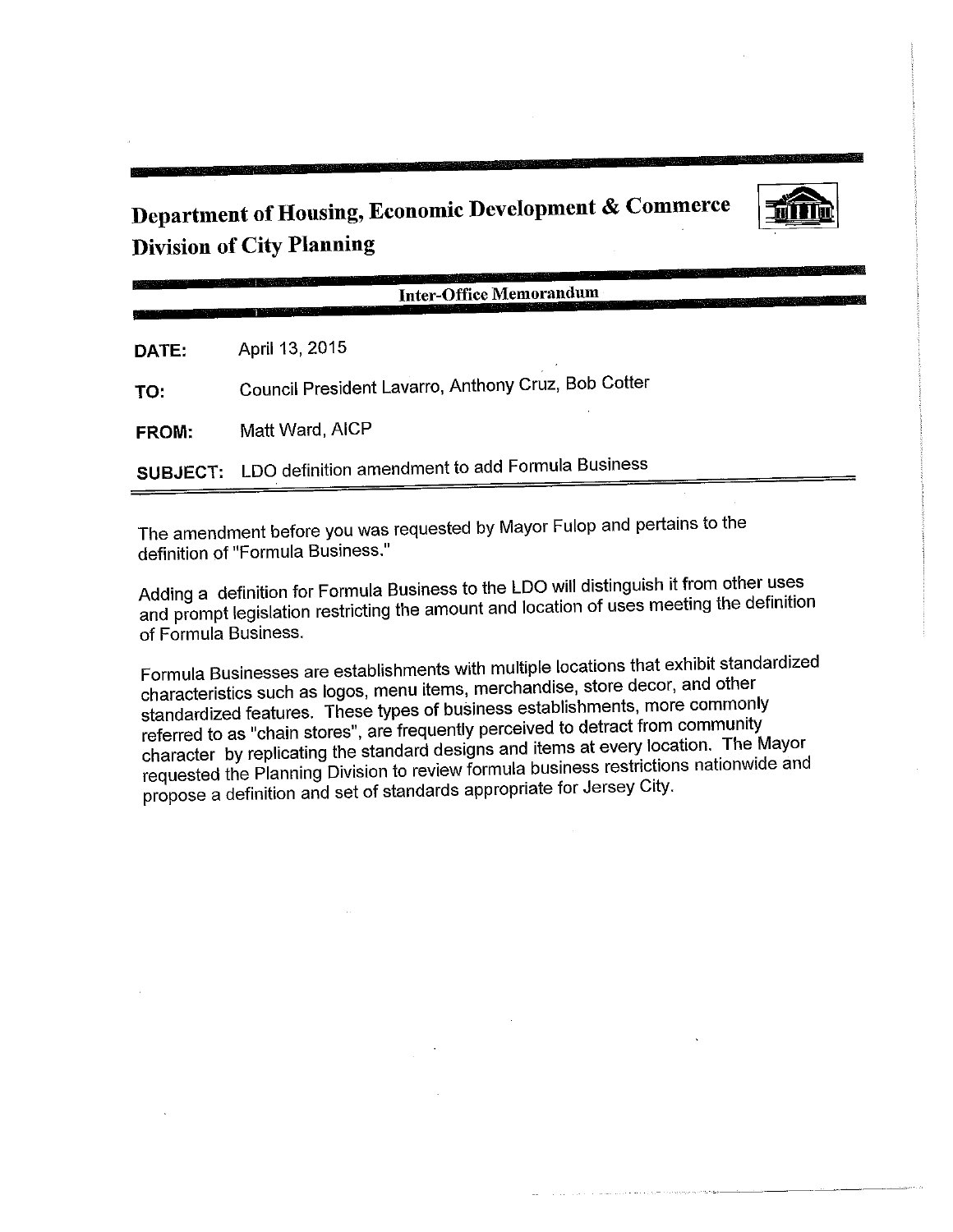# Department of Housing, Economic Development & Commerce
## Division of City Planning

**Inter-Office Memorandum**

**DATE:** April 13, 2015

**TO:** Council President Lavarro, Anthony Cruz, Bob Cotter

**FROM:** Matt Ward, AICP

**SUBJECT:** LDO definition amendment to add Formula Business

---

The amendment before you was requested by Mayor Fulop and pertains to the definition of "Formula Business."

Adding a definition for Formula Business to the LDO will distinguish it from other uses and prompt legislation restricting the amount and location of uses meeting the definition of Formula Business.

Formula Businesses are establishments with multiple locations that exhibit standardized characteristics such as logos, menu items, merchandise, store decor, and other standardized features. These types of business establishments, more commonly referred to as "chain stores", are frequently perceived to detract from community character by replicating the standard designs and items at every location. The Mayor requested the Planning Division to review formula business restrictions nationwide and propose a definition and set of standards appropriate for Jersey City.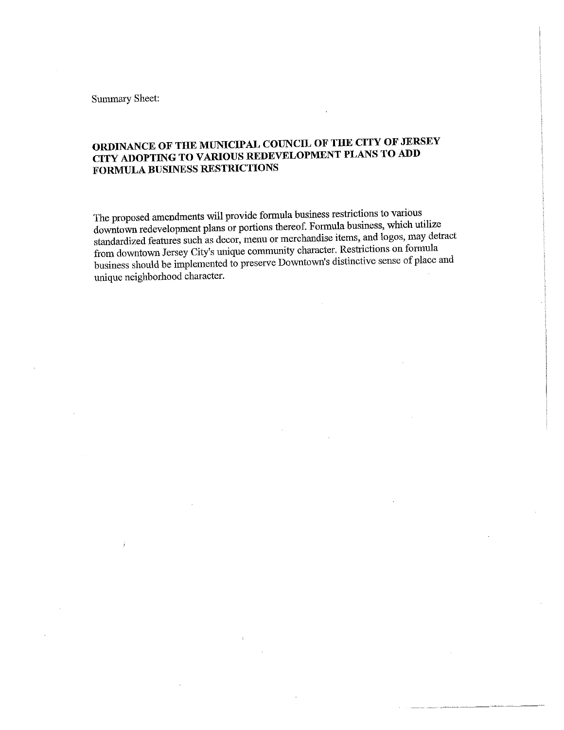Summary Sheet:

**ORDINANCE OF THE MUNICIPAL COUNCIL OF THE CITY OF JERSEY CITY ADOPTING TO VARIOUS REDEVELOPMENT PLANS TO ADD FORMULA BUSINESS RESTRICTIONS**

The proposed amendments will provide formula business restrictions to various downtown redevelopment plans or portions thereof. Formula business, which utilize standardized features such as decor, menu or merchandise items, and logos, may detract from downtown Jersey City's unique community character. Restrictions on formula business should be implemented to preserve Downtown's distinctive sense of place and unique neighborhood character.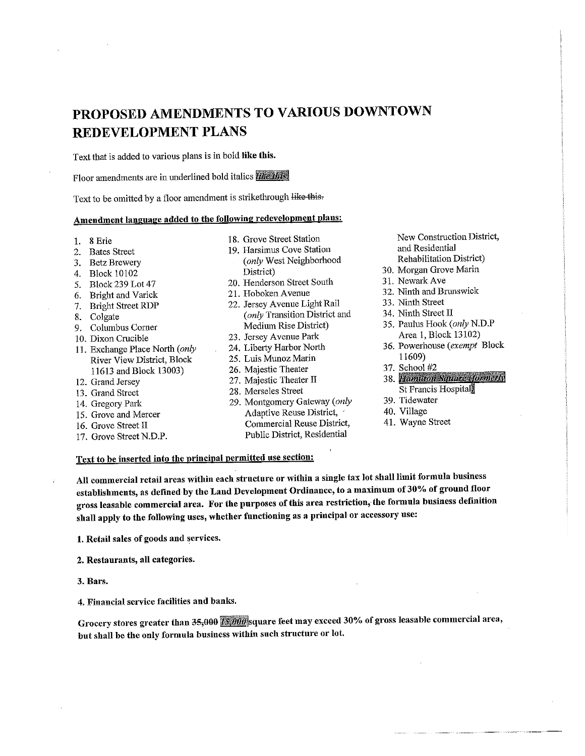# PROPOSED AMENDMENTS TO VARIOUS DOWNTOWN REDEVELOPMENT PLANS

Text that is added to various plans is in bold **like this.**

Floor amendments are in underlined bold italics ***<u>like this.</u>***

Text to be omitted by a floor amendment is strikethrough ~~like this.~~

**<u>Amendment language added to the following redevelopment plans:</u>**

1. 8 Erie
2. Bates Street
3. Betz Brewery
4. Block 10102
5. Block 239 Lot 47
6. Bright and Varick
7. Bright Street RDP
8. Colgate
9. Columbus Corner
10. Dixon Crucible
11. Exchange Place North (*only* River View District, Block 11613 and Block 13003)
12. Grand Jersey
13. Grand Street
14. Gregory Park
15. Grove and Mercer
16. Grove Street II
17. Grove Street N.D.P.
18. Grove Street Station
19. Harsimus Cove Station (*only* West Neighborhood District)
20. Henderson Street South
21. Hoboken Avenue
22. Jersey Avenue Light Rail (*only* Transition District and Medium Rise District)
23. Jersey Avenue Park
24. Liberty Harbor North
25. Luis Munoz Marin
26. Majestic Theater
27. Majestic Theater II
28. Merseles Street
29. Montgomery Gateway (*only* Adaptive Reuse District, Commercial Reuse District, Public District, Residential New Construction District, and Residential Rehabilitation District)
30. Morgan Grove Marin
31. Newark Ave
32. Ninth and Brunswick
33. Ninth Street
34. Ninth Street II
35. Paulus Hook (*only* N.D.P Area 1, Block 13102)
36. Powerhouse (*exempt* Block 11609)
37. School #2
38. ***<u>Hamilton Square (formerly</u>*** St Francis Hospital***<u>)</u>***
39. Tidewater
40. Village
41. Wayne Street

**<u>Text to be inserted into the principal permitted use section:</u>**

**All commercial retail areas within each structure or within a single tax lot shall limit formula business establishments, as defined by the Land Development Ordinance, to a maximum of 30% of ground floor gross leasable commercial area. For the purposes of this area restriction, the formula business definition shall apply to the following uses, whether functioning as a principal or accessory use:**

**1. Retail sales of goods and services.**

**2. Restaurants, all categories.**

**3. Bars.**

**4. Financial service facilities and banks.**

**Grocery stores greater than ~~35,000~~ *<u>15,000</u>* square feet may exceed 30% of gross leasable commercial area, but shall be the only formula business within such structure or lot.**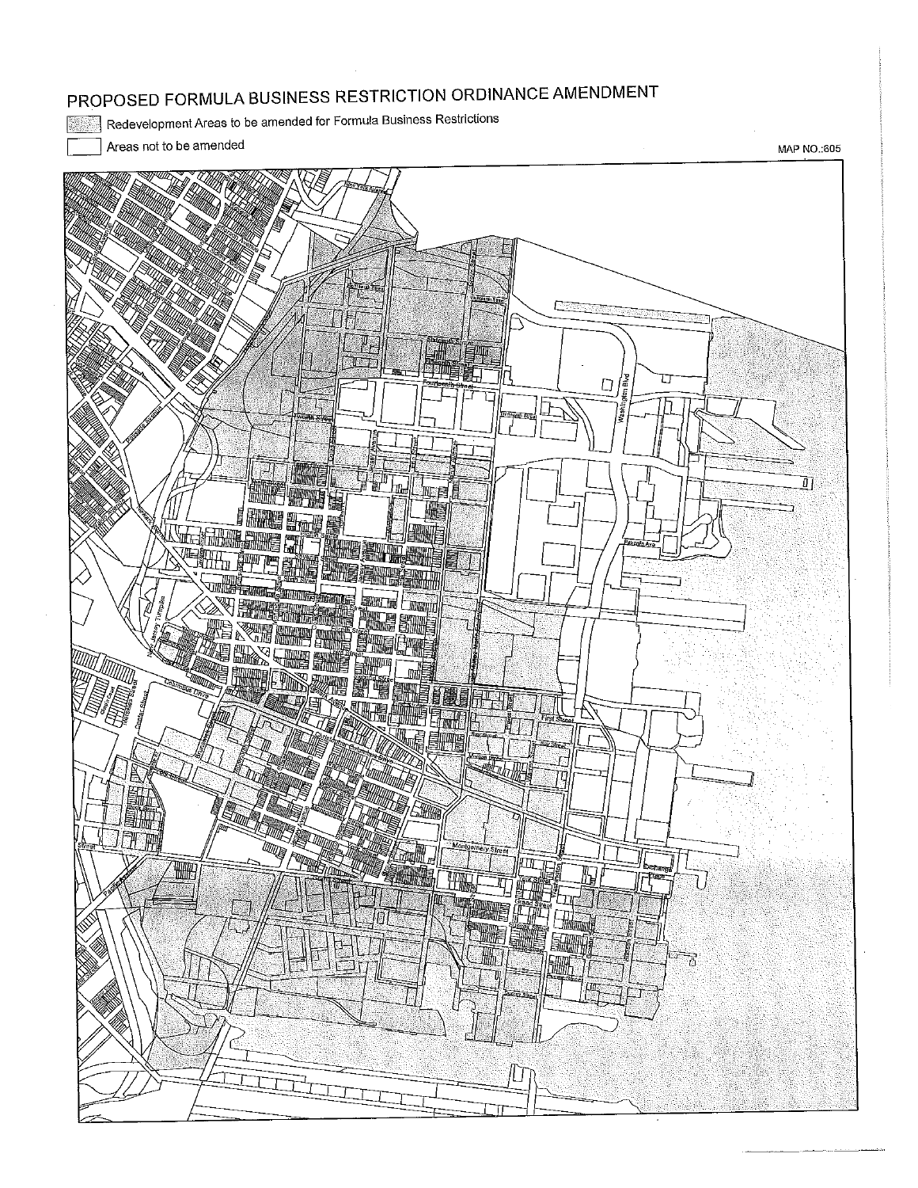# PROPOSED FORMULA BUSINESS RESTRICTION ORDINANCE AMENDMENT

Redevelopment Areas to be amended for Formula Business Restrictions

Areas not to be amended

MAP NO.:605